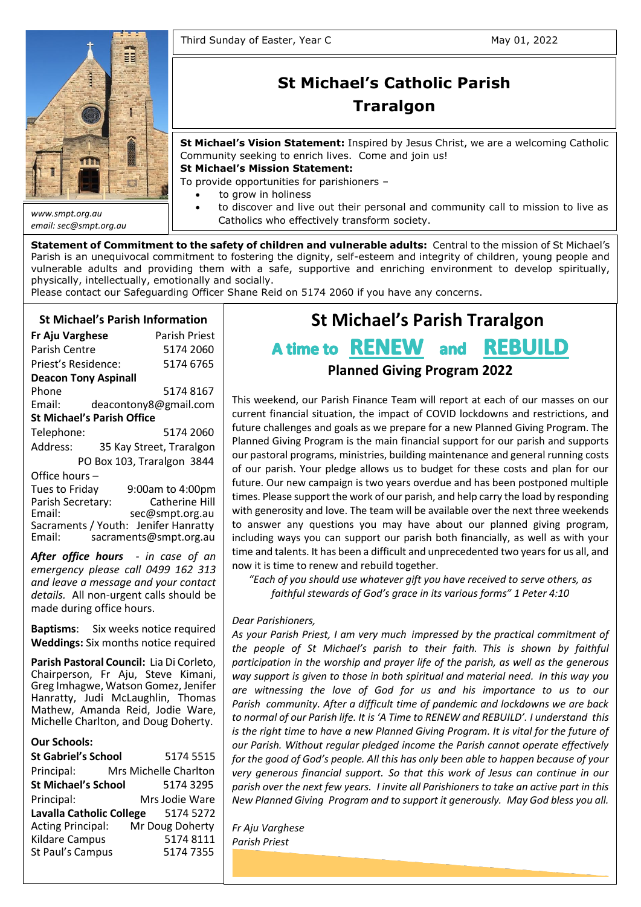Third Sunday of Easter, Year C May 01, 2022

# St Michael's Catholic Parish Traralgon

www.smpt.org.au
email: sec@smpt.org.au

**St Michael's Vision Statement:** Inspired by Jesus Christ, we are a welcoming Catholic Community seeking to enrich lives. Come and join us!

**St Michael's Mission Statement:**

To provide opportunities for parishioners –

- to grow in holiness
- to discover and live out their personal and community call to mission to live as Catholics who effectively transform society.

**Statement of Commitment to the safety of children and vulnerable adults:** Central to the mission of St Michael's Parish is an unequivocal commitment to fostering the dignity, self-esteem and integrity of children, young people and vulnerable adults and providing them with a safe, supportive and enriching environment to develop spiritually, physically, intellectually, emotionally and socially.
Please contact our Safeguarding Officer Shane Reid on 5174 2060 if you have any concerns.

## St Michael's Parish Information

**Fr Aju Varghese** Parish Priest
Parish Centre 5174 2060
Priest's Residence: 5174 6765

**Deacon Tony Aspinall**
Phone 5174 8167
Email: deacontony8@gmail.com

**St Michael's Parish Office**
Telephone: 5174 2060
Address: 35 Kay Street, Traralgon
PO Box 103, Traralgon 3844

Office hours –
Tues to Friday 9:00am to 4:00pm
Parish Secretary: Catherine Hill
Email: sec@smpt.org.au
Sacraments / Youth: Jenifer Hanratty
Email: sacraments@smpt.org.au

***After office hours*** *- in case of an emergency please call 0499 162 313 and leave a message and your contact details.* All non-urgent calls should be made during office hours.

**Baptisms**: Six weeks notice required
**Weddings:** Six months notice required

**Parish Pastoral Council:** Lia Di Corleto, Chairperson, Fr Aju, Steve Kimani, Greg Imhagwe, Watson Gomez, Jenifer Hanratty, Judi McLaughlin, Thomas Mathew, Amanda Reid, Jodie Ware, Michelle Charlton, and Doug Doherty.

**Our Schools:**

**St Gabriel's School** 5174 5515
Principal: Mrs Michelle Charlton
**St Michael's School** 5174 3295
Principal: Mrs Jodie Ware
**Lavalla Catholic College** 5174 5272
Acting Principal: Mr Doug Doherty
Kildare Campus 5174 8111
St Paul's Campus 5174 7355

## St Michael's Parish Traralgon

### A time to RENEW and REBUILD

### Planned Giving Program 2022

This weekend, our Parish Finance Team will report at each of our masses on our current financial situation, the impact of COVID lockdowns and restrictions, and future challenges and goals as we prepare for a new Planned Giving Program. The Planned Giving Program is the main financial support for our parish and supports our pastoral programs, ministries, building maintenance and general running costs of our parish. Your pledge allows us to budget for these costs and plan for our future. Our new campaign is two years overdue and has been postponed multiple times. Please support the work of our parish, and help carry the load by responding with generosity and love. The team will be available over the next three weekends to answer any questions you may have about our planned giving program, including ways you can support our parish both financially, as well as with your time and talents. It has been a difficult and unprecedented two years for us all, and now it is time to renew and rebuild together.

*"Each of you should use whatever gift you have received to serve others, as faithful stewards of God's grace in its various forms" 1 Peter 4:10*

*Dear Parishioners,*

*As your Parish Priest, I am very much impressed by the practical commitment of the people of St Michael's parish to their faith. This is shown by faithful participation in the worship and prayer life of the parish, as well as the generous way support is given to those in both spiritual and material need. In this way you are witnessing the love of God for us and his importance to us to our Parish community. After a difficult time of pandemic and lockdowns we are back to normal of our Parish life. It is 'A Time to RENEW and REBUILD'. I understand this is the right time to have a new Planned Giving Program. It is vital for the future of our Parish. Without regular pledged income the Parish cannot operate effectively for the good of God's people. All this has only been able to happen because of your very generous financial support. So that this work of Jesus can continue in our parish over the next few years. I invite all Parishioners to take an active part in this New Planned Giving Program and to support it generously. May God bless you all.*

*Fr Aju Varghese*
*Parish Priest*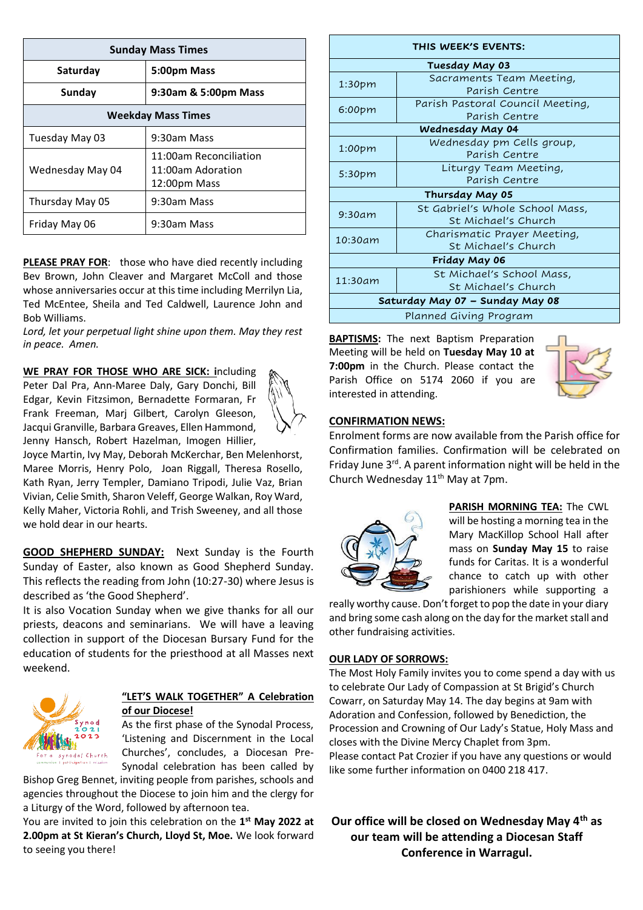| Sunday Mass Times | |
|---|---|
| **Saturday** | **5:00pm Mass** |
| **Sunday** | **9:30am & 5:00pm Mass** |
| **Weekday Mass Times** | |
| Tuesday May 03 | 9:30am Mass |
| Wednesday May 04 | 11:00am Reconciliation<br>11:00am Adoration<br>12:00pm Mass |
| Thursday May 05 | 9:30am Mass |
| Friday May 06 | 9:30am Mass |

**PLEASE PRAY FOR**: those who have died recently including Bev Brown, John Cleaver and Margaret McColl and those whose anniversaries occur at this time including Merrilyn Lia, Ted McEntee, Sheila and Ted Caldwell, Laurence John and Bob Williams.

*Lord, let your perpetual light shine upon them. May they rest in peace. Amen.*

**WE PRAY FOR THOSE WHO ARE SICK: i**ncluding Peter Dal Pra, Ann-Maree Daly, Gary Donchi, Bill Edgar, Kevin Fitzsimon, Bernadette Formaran, Fr Frank Freeman, Marj Gilbert, Carolyn Gleeson, Jacqui Granville, Barbara Greaves, Ellen Hammond, Jenny Hansch, Robert Hazelman, Imogen Hillier, Joyce Martin, Ivy May, Deborah McKerchar, Ben Melenhorst, Maree Morris, Henry Polo, Joan Riggall, Theresa Rosello, Kath Ryan, Jerry Templer, Damiano Tripodi, Julie Vaz, Brian Vivian, Celie Smith, Sharon Veleff, George Walkan, Roy Ward, Kelly Maher, Victoria Rohli, and Trish Sweeney, and all those we hold dear in our hearts.

**GOOD SHEPHERD SUNDAY:** Next Sunday is the Fourth Sunday of Easter, also known as Good Shepherd Sunday. This reflects the reading from John (10:27-30) where Jesus is described as 'the Good Shepherd'.

It is also Vocation Sunday when we give thanks for all our priests, deacons and seminarians. We will have a leaving collection in support of the Diocesan Bursary Fund for the education of students for the priesthood at all Masses next weekend.

**"LET'S WALK TOGETHER" A Celebration of our Diocese!**

As the first phase of the Synodal Process, 'Listening and Discernment in the Local Churches', concludes, a Diocesan Pre-Synodal celebration has been called by Bishop Greg Bennet, inviting people from parishes, schools and agencies throughout the Diocese to join him and the clergy for a Liturgy of the Word, followed by afternoon tea.

You are invited to join this celebration on the **1st May 2022 at 2.00pm at St Kieran's Church, Lloyd St, Moe.** We look forward to seeing you there!

| THIS WEEK'S EVENTS: | |
|---|---|
| **Tuesday May 03** | |
| 1:30pm | Sacraments Team Meeting, Parish Centre |
| 6:00pm | Parish Pastoral Council Meeting, Parish Centre |
| **Wednesday May 04** | |
| 1:00pm | Wednesday pm Cells group, Parish Centre |
| 5:30pm | Liturgy Team Meeting, Parish Centre |
| **Thursday May 05** | |
| 9:30am | St Gabriel's Whole School Mass, St Michael's Church |
| 10:30am | Charismatic Prayer Meeting, St Michael's Church |
| **Friday May 06** | |
| 11:30am | St Michael's School Mass, St Michael's Church |
| **Saturday May 07 – Sunday May 08** | |
| Planned Giving Program | |

**BAPTISMS:** The next Baptism Preparation Meeting will be held on **Tuesday May 10 at 7:00pm** in the Church. Please contact the Parish Office on 5174 2060 if you are interested in attending.

**CONFIRMATION NEWS:**

Enrolment forms are now available from the Parish office for Confirmation families. Confirmation will be celebrated on Friday June 3rd. A parent information night will be held in the Church Wednesday 11th May at 7pm.

**PARISH MORNING TEA:** The CWL will be hosting a morning tea in the Mary MacKillop School Hall after mass on **Sunday May 15** to raise funds for Caritas. It is a wonderful chance to catch up with other parishioners while supporting a really worthy cause. Don't forget to pop the date in your diary and bring some cash along on the day for the market stall and other fundraising activities.

**OUR LADY OF SORROWS:**

The Most Holy Family invites you to come spend a day with us to celebrate Our Lady of Compassion at St Brigid's Church Cowarr, on Saturday May 14. The day begins at 9am with Adoration and Confession, followed by Benediction, the Procession and Crowning of Our Lady's Statue, Holy Mass and closes with the Divine Mercy Chaplet from 3pm.

Please contact Pat Crozier if you have any questions or would like some further information on 0400 218 417.

**Our office will be closed on Wednesday May 4th as our team will be attending a Diocesan Staff Conference in Warragul.**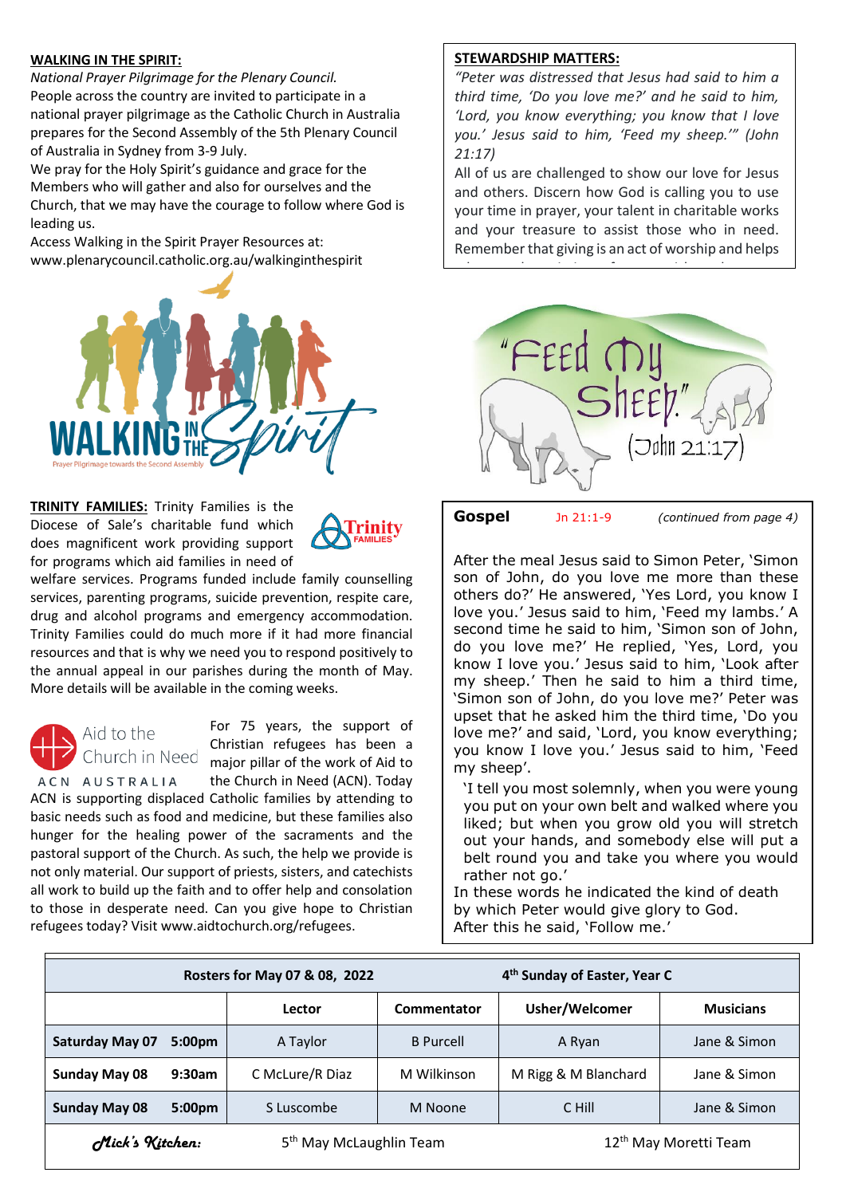**WALKING IN THE SPIRIT:**

*National Prayer Pilgrimage for the Plenary Council.*

People across the country are invited to participate in a national prayer pilgrimage as the Catholic Church in Australia prepares for the Second Assembly of the 5th Plenary Council of Australia in Sydney from 3-9 July.

We pray for the Holy Spirit's guidance and grace for the Members who will gather and also for ourselves and the Church, that we may have the courage to follow where God is leading us.

Access Walking in the Spirit Prayer Resources at: www.plenarycouncil.catholic.org.au/walkinginthespirit

WALKING IN THE Spirit

Prayer Pilgrimage towards the Second Assembly

**TRINITY FAMILIES:** Trinity Families is the Diocese of Sale's charitable fund which does magnificent work providing support for programs which aid families in need of welfare services. Programs funded include family counselling services, parenting programs, suicide prevention, respite care, drug and alcohol programs and emergency accommodation. Trinity Families could do much more if it had more financial resources and that is why we need you to respond positively to the annual appeal in our parishes during the month of May. More details will be available in the coming weeks.

Aid to the Church in Need ACN AUSTRALIA

For 75 years, the support of Christian refugees has been a major pillar of the work of Aid to the Church in Need (ACN). Today ACN is supporting displaced Catholic families by attending to basic needs such as food and medicine, but these families also hunger for the healing power of the sacraments and the pastoral support of the Church. As such, the help we provide is not only material. Our support of priests, sisters, and catechists all work to build up the faith and to offer help and consolation to those in desperate need. Can you give hope to Christian refugees today? Visit www.aidtochurch.org/refugees.

**STEWARDSHIP MATTERS:**

*"Peter was distressed that Jesus had said to him a third time, 'Do you love me?' and he said to him, 'Lord, you know everything; you know that I love you.' Jesus said to him, 'Feed my sheep.'" (John 21:17)*

All of us are challenged to show our love for Jesus and others. Discern how God is calling you to use your time in prayer, your talent in charitable works and your treasure to assist those who in need. Remember that giving is an act of worship and helps

"Feed my Sheep." (John 21:17)

**Gospel** Jn 21:1-9 *(continued from page 4)*

After the meal Jesus said to Simon Peter, 'Simon son of John, do you love me more than these others do?' He answered, 'Yes Lord, you know I love you.' Jesus said to him, 'Feed my lambs.' A second time he said to him, 'Simon son of John, do you love me?' He replied, 'Yes, Lord, you know I love you.' Jesus said to him, 'Look after my sheep.' Then he said to him a third time, 'Simon son of John, do you love me?' Peter was upset that he asked him the third time, 'Do you love me?' and said, 'Lord, you know everything; you know I love you.' Jesus said to him, 'Feed my sheep'.

'I tell you most solemnly, when you were young you put on your own belt and walked where you liked; but when you grow old you will stretch out your hands, and somebody else will put a belt round you and take you where you would rather not go.'

In these words he indicated the kind of death by which Peter would give glory to God.

After this he said, 'Follow me.'

| Rosters for May 07 & 08, 2022 | | 4th Sunday of Easter, Year C | | | |
|---|---|---|---|---|---|
| | | Lector | Commentator | Usher/Welcomer | Musicians |
| Saturday May 07 | 5:00pm | A Taylor | B Purcell | A Ryan | Jane & Simon |
| Sunday May 08 | 9:30am | C McLure/R Diaz | M Wilkinson | M Rigg & M Blanchard | Jane & Simon |
| Sunday May 08 | 5:00pm | S Luscombe | M Noone | C Hill | Jane & Simon |
| *Mick's Kitchen:* | | 5th May McLaughlin Team | | 12th May Moretti Team | |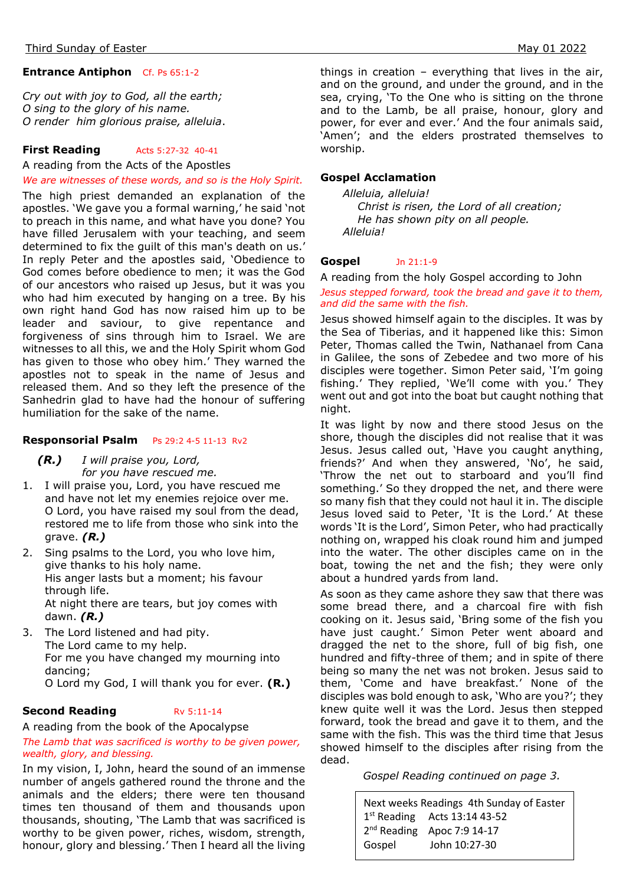## Entrance Antiphon

Cf. Ps 65:1-2

*Cry out with joy to God, all the earth;*
*O sing to the glory of his name.*
*O render him glorious praise, alleluia*.

## First Reading

Acts 5:27-32 40-41

A reading from the Acts of the Apostles

*We are witnesses of these words, and so is the Holy Spirit.*

The high priest demanded an explanation of the apostles. 'We gave you a formal warning,' he said 'not to preach in this name, and what have you done? You have filled Jerusalem with your teaching, and seem determined to fix the guilt of this man's death on us.' In reply Peter and the apostles said, 'Obedience to God comes before obedience to men; it was the God of our ancestors who raised up Jesus, but it was you who had him executed by hanging on a tree. By his own right hand God has now raised him up to be leader and saviour, to give repentance and forgiveness of sins through him to Israel. We are witnesses to all this, we and the Holy Spirit whom God has given to those who obey him.' They warned the apostles not to speak in the name of Jesus and released them. And so they left the presence of the Sanhedrin glad to have had the honour of suffering humiliation for the sake of the name.

## Responsorial Psalm

Ps 29:2 4-5 11-13 Rv2

***(R.)*** *I will praise you, Lord,*
*for you have rescued me.*

1. I will praise you, Lord, you have rescued me
and have not let my enemies rejoice over me.
O Lord, you have raised my soul from the dead,
restored me to life from those who sink into the grave. ***(R.)***
2. Sing psalms to the Lord, you who love him,
give thanks to his holy name.
His anger lasts but a moment; his favour through life.
At night there are tears, but joy comes with dawn. ***(R.)***
3. The Lord listened and had pity.
The Lord came to my help.
For me you have changed my mourning into dancing;
O Lord my God, I will thank you for ever. **(R.)**

## Second Reading

Rv 5:11-14

A reading from the book of the Apocalypse

*The Lamb that was sacrificed is worthy to be given power, wealth, glory, and blessing.*

In my vision, I, John, heard the sound of an immense number of angels gathered round the throne and the animals and the elders; there were ten thousand times ten thousand of them and thousands upon thousands, shouting, 'The Lamb that was sacrificed is worthy to be given power, riches, wisdom, strength, honour, glory and blessing.' Then I heard all the living things in creation – everything that lives in the air, and on the ground, and under the ground, and in the sea, crying, 'To the One who is sitting on the throne and to the Lamb, be all praise, honour, glory and power, for ever and ever.' And the four animals said, 'Amen'; and the elders prostrated themselves to worship.

## Gospel Acclamation

*Alleluia, alleluia!*
*Christ is risen, the Lord of all creation;*
*He has shown pity on all people.*
*Alleluia!*

## Gospel

Jn 21:1-9

A reading from the holy Gospel according to John

*Jesus stepped forward, took the bread and gave it to them, and did the same with the fish.*

Jesus showed himself again to the disciples. It was by the Sea of Tiberias, and it happened like this: Simon Peter, Thomas called the Twin, Nathanael from Cana in Galilee, the sons of Zebedee and two more of his disciples were together. Simon Peter said, 'I'm going fishing.' They replied, 'We'll come with you.' They went out and got into the boat but caught nothing that night.

It was light by now and there stood Jesus on the shore, though the disciples did not realise that it was Jesus. Jesus called out, 'Have you caught anything, friends?' And when they answered, 'No', he said, 'Throw the net out to starboard and you'll find something.' So they dropped the net, and there were so many fish that they could not haul it in. The disciple Jesus loved said to Peter, 'It is the Lord.' At these words 'It is the Lord', Simon Peter, who had practically nothing on, wrapped his cloak round him and jumped into the water. The other disciples came on in the boat, towing the net and the fish; they were only about a hundred yards from land.

As soon as they came ashore they saw that there was some bread there, and a charcoal fire with fish cooking on it. Jesus said, 'Bring some of the fish you have just caught.' Simon Peter went aboard and dragged the net to the shore, full of big fish, one hundred and fifty-three of them; and in spite of there being so many the net was not broken. Jesus said to them, 'Come and have breakfast.' None of the disciples was bold enough to ask, 'Who are you?'; they knew quite well it was the Lord. Jesus then stepped forward, took the bread and gave it to them, and the same with the fish. This was the third time that Jesus showed himself to the disciples after rising from the dead.

*Gospel Reading continued on page 3.*

| Next weeks Readings | 4th Sunday of Easter |
|---|---|
| 1st Reading | Acts 13:14 43-52 |
| 2nd Reading | Apoc 7:9 14-17 |
| Gospel | John 10:27-30 |